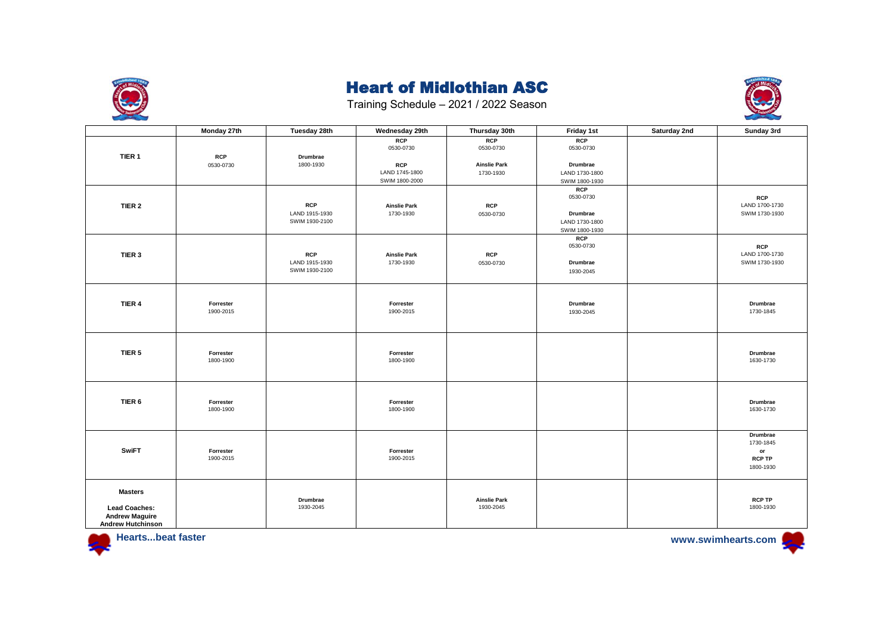# Heart of Midlothian ASC

Training Schedule – 2021 / 2022 Season

| | Monday 27th | Tuesday 28th | Wednesday 29th | Thursday 30th | Friday 1st | Saturday 2nd | Sunday 3rd |
|---|---|---|---|---|---|---|---|
| **TIER 1** | **RCP** 0530-0730 | **Drumbrae** 1800-1930 | **RCP** 0530-0730 **RCP** LAND 1745-1800 SWIM 1800-2000 | **RCP** 0530-0730 **Ainslie Park** 1730-1930 | **RCP** 0530-0730 **Drumbrae** LAND 1730-1800 SWIM 1800-1930 | | |
| **TIER 2** | | **RCP** LAND 1915-1930 SWIM 1930-2100 | **Ainslie Park** 1730-1930 | **RCP** 0530-0730 | **RCP** 0530-0730 **Drumbrae** LAND 1730-1800 SWIM 1800-1930 | | **RCP** LAND 1700-1730 SWIM 1730-1930 |
| **TIER 3** | | **RCP** LAND 1915-1930 SWIM 1930-2100 | **Ainslie Park** 1730-1930 | **RCP** 0530-0730 | **RCP** 0530-0730 **Drumbrae** 1930-2045 | | **RCP** LAND 1700-1730 SWIM 1730-1930 |
| **TIER 4** | **Forrester** 1900-2015 | | **Forrester** 1900-2015 | | **Drumbrae** 1930-2045 | | **Drumbrae** 1730-1845 |
| **TIER 5** | **Forrester** 1800-1900 | | **Forrester** 1800-1900 | | | | **Drumbrae** 1630-1730 |
| **TIER 6** | **Forrester** 1800-1900 | | **Forrester** 1800-1900 | | | | **Drumbrae** 1630-1730 |
| **SwiFT** | **Forrester** 1900-2015 | | **Forrester** 1900-2015 | | | | **Drumbrae** 1730-1845 **or** **RCP TP** 1800-1930 |
| **Masters** **Lead Coaches:** **Andrew Maguire** **Andrew Hutchinson** | | **Drumbrae** 1930-2045 | | **Ainslie Park** 1930-2045 | | | **RCP TP** 1800-1930 |

**Hearts...beat faster**

**www.swimhearts.com**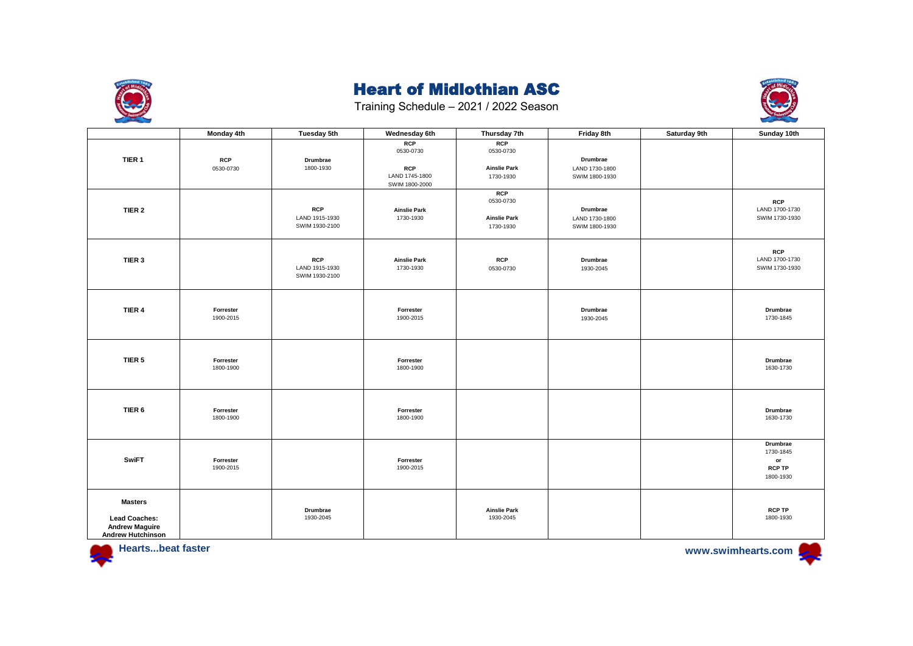# Heart of Midlothian ASC

Training Schedule – 2021 / 2022 Season

| | Monday 4th | Tuesday 5th | Wednesday 6th | Thursday 7th | Friday 8th | Saturday 9th | Sunday 10th |
|---|---|---|---|---|---|---|---|
| **TIER 1** | **RCP** 0530-0730 | **Drumbrae** 1800-1930 | **RCP** 0530-0730 **RCP** LAND 1745-1800 SWIM 1800-2000 | **RCP** 0530-0730 **Ainslie Park** 1730-1930 | **Drumbrae** LAND 1730-1800 SWIM 1800-1930 | | |
| **TIER 2** | | **RCP** LAND 1915-1930 SWIM 1930-2100 | **Ainslie Park** 1730-1930 | **RCP** 0530-0730 **Ainslie Park** 1730-1930 | **Drumbrae** LAND 1730-1800 SWIM 1800-1930 | | **RCP** LAND 1700-1730 SWIM 1730-1930 |
| **TIER 3** | | **RCP** LAND 1915-1930 SWIM 1930-2100 | **Ainslie Park** 1730-1930 | **RCP** 0530-0730 | **Drumbrae** 1930-2045 | | **RCP** LAND 1700-1730 SWIM 1730-1930 |
| **TIER 4** | **Forrester** 1900-2015 | | **Forrester** 1900-2015 | | **Drumbrae** 1930-2045 | | **Drumbrae** 1730-1845 |
| **TIER 5** | **Forrester** 1800-1900 | | **Forrester** 1800-1900 | | | | **Drumbrae** 1630-1730 |
| **TIER 6** | **Forrester** 1800-1900 | | **Forrester** 1800-1900 | | | | **Drumbrae** 1630-1730 |
| **SwiFT** | **Forrester** 1900-2015 | | **Forrester** 1900-2015 | | | | **Drumbrae** 1730-1845 or **RCP TP** 1800-1930 |
| **Masters** **Lead Coaches: Andrew Maguire Andrew Hutchinson** | | **Drumbrae** 1930-2045 | | **Ainslie Park** 1930-2045 | | | **RCP TP** 1800-1930 |

**Hearts...beat faster**

**www.swimhearts.com**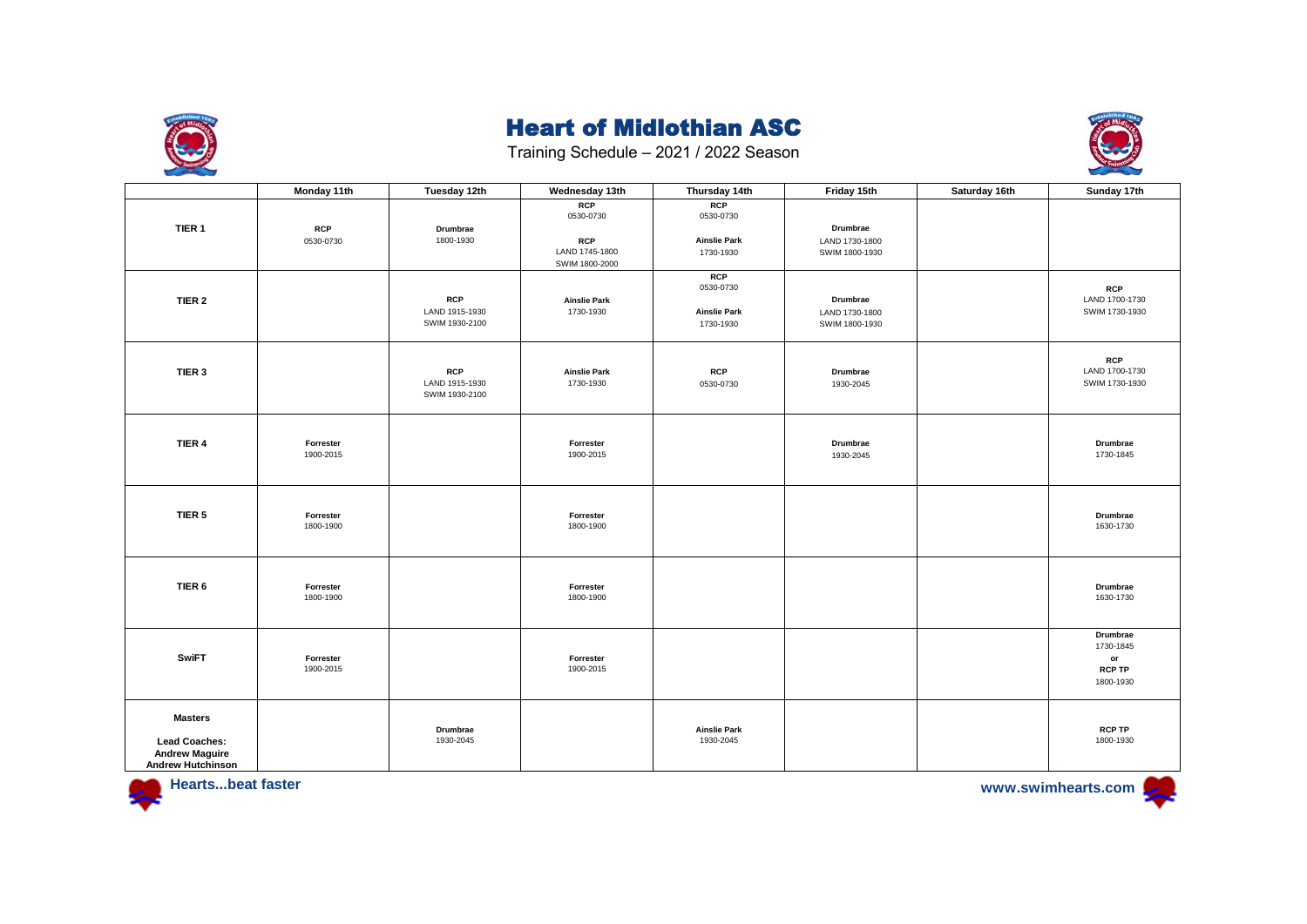# Heart of Midlothian ASC

Training Schedule – 2021 / 2022 Season

| | Monday 11th | Tuesday 12th | Wednesday 13th | Thursday 14th | Friday 15th | Saturday 16th | Sunday 17th |
|---|---|---|---|---|---|---|---|
| **TIER 1** | **RCP** 0530-0730 | **Drumbrae** 1800-1930 | **RCP** 0530-0730 **RCP** LAND 1745-1800 SWIM 1800-2000 | **RCP** 0530-0730 **Ainslie Park** 1730-1930 | **Drumbrae** LAND 1730-1800 SWIM 1800-1930 | | |
| **TIER 2** | | **RCP** LAND 1915-1930 SWIM 1930-2100 | **Ainslie Park** 1730-1930 | **RCP** 0530-0730 **Ainslie Park** 1730-1930 | **Drumbrae** LAND 1730-1800 SWIM 1800-1930 | | **RCP** LAND 1700-1730 SWIM 1730-1930 |
| **TIER 3** | | **RCP** LAND 1915-1930 SWIM 1930-2100 | **Ainslie Park** 1730-1930 | **RCP** 0530-0730 | **Drumbrae** 1930-2045 | | **RCP** LAND 1700-1730 SWIM 1730-1930 |
| **TIER 4** | **Forrester** 1900-2015 | | **Forrester** 1900-2015 | | **Drumbrae** 1930-2045 | | **Drumbrae** 1730-1845 |
| **TIER 5** | **Forrester** 1800-1900 | | **Forrester** 1800-1900 | | | | **Drumbrae** 1630-1730 |
| **TIER 6** | **Forrester** 1800-1900 | | **Forrester** 1800-1900 | | | | **Drumbrae** 1630-1730 |
| **SwiFT** | **Forrester** 1900-2015 | | **Forrester** 1900-2015 | | | | **Drumbrae** 1730-1845 **or** **RCP TP** 1800-1930 |
| **Masters** **Lead Coaches:** **Andrew Maguire** **Andrew Hutchinson** | | **Drumbrae** 1930-2045 | | **Ainslie Park** 1930-2045 | | | **RCP TP** 1800-1930 |

**Hearts...beat faster**

**www.swimhearts.com**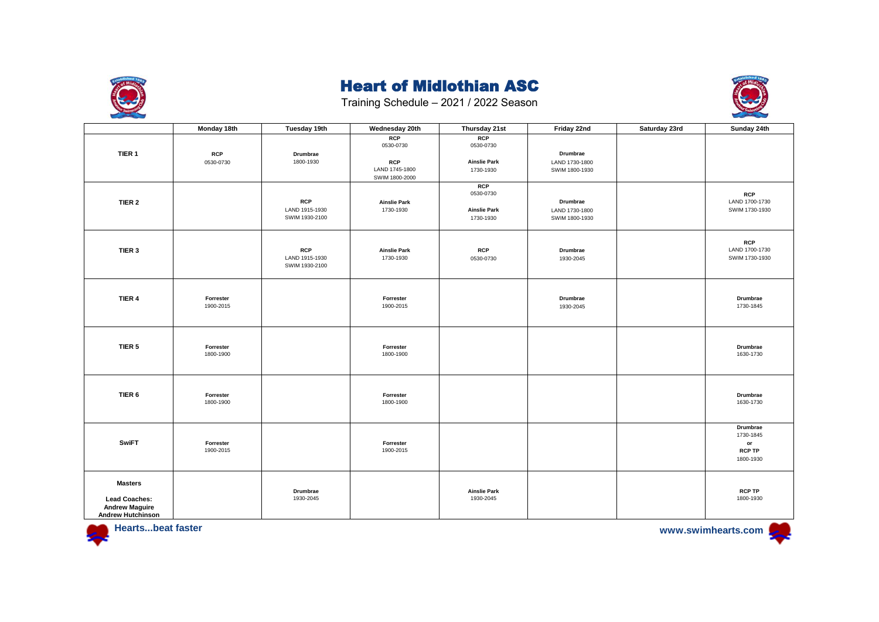# Heart of Midlothian ASC

Training Schedule – 2021 / 2022 Season

| | Monday 18th | Tuesday 19th | Wednesday 20th | Thursday 21st | Friday 22nd | Saturday 23rd | Sunday 24th |
|---|---|---|---|---|---|---|---|
| **TIER 1** | **RCP** 0530-0730 | **Drumbrae** 1800-1930 | **RCP** 0530-0730 **RCP** LAND 1745-1800 SWIM 1800-2000 | **RCP** 0530-0730 **Ainslie Park** 1730-1930 | **Drumbrae** LAND 1730-1800 SWIM 1800-1930 | | |
| **TIER 2** | | **RCP** LAND 1915-1930 SWIM 1930-2100 | **Ainslie Park** 1730-1930 | **RCP** 0530-0730 **Ainslie Park** 1730-1930 | **Drumbrae** LAND 1730-1800 SWIM 1800-1930 | | **RCP** LAND 1700-1730 SWIM 1730-1930 |
| **TIER 3** | | **RCP** LAND 1915-1930 SWIM 1930-2100 | **Ainslie Park** 1730-1930 | **RCP** 0530-0730 | **Drumbrae** 1930-2045 | | **RCP** LAND 1700-1730 SWIM 1730-1930 |
| **TIER 4** | **Forrester** 1900-2015 | | **Forrester** 1900-2015 | | **Drumbrae** 1930-2045 | | **Drumbrae** 1730-1845 |
| **TIER 5** | **Forrester** 1800-1900 | | **Forrester** 1800-1900 | | | | **Drumbrae** 1630-1730 |
| **TIER 6** | **Forrester** 1800-1900 | | **Forrester** 1800-1900 | | | | **Drumbrae** 1630-1730 |
| **SwiFT** | **Forrester** 1900-2015 | | **Forrester** 1900-2015 | | | | **Drumbrae** 1730-1845 **or** **RCP TP** 1800-1930 |
| **Masters** **Lead Coaches:** **Andrew Maguire** **Andrew Hutchinson** | | **Drumbrae** 1930-2045 | | **Ainslie Park** 1930-2045 | | | **RCP TP** 1800-1930 |

**Hearts...beat faster**

**www.swimhearts.com**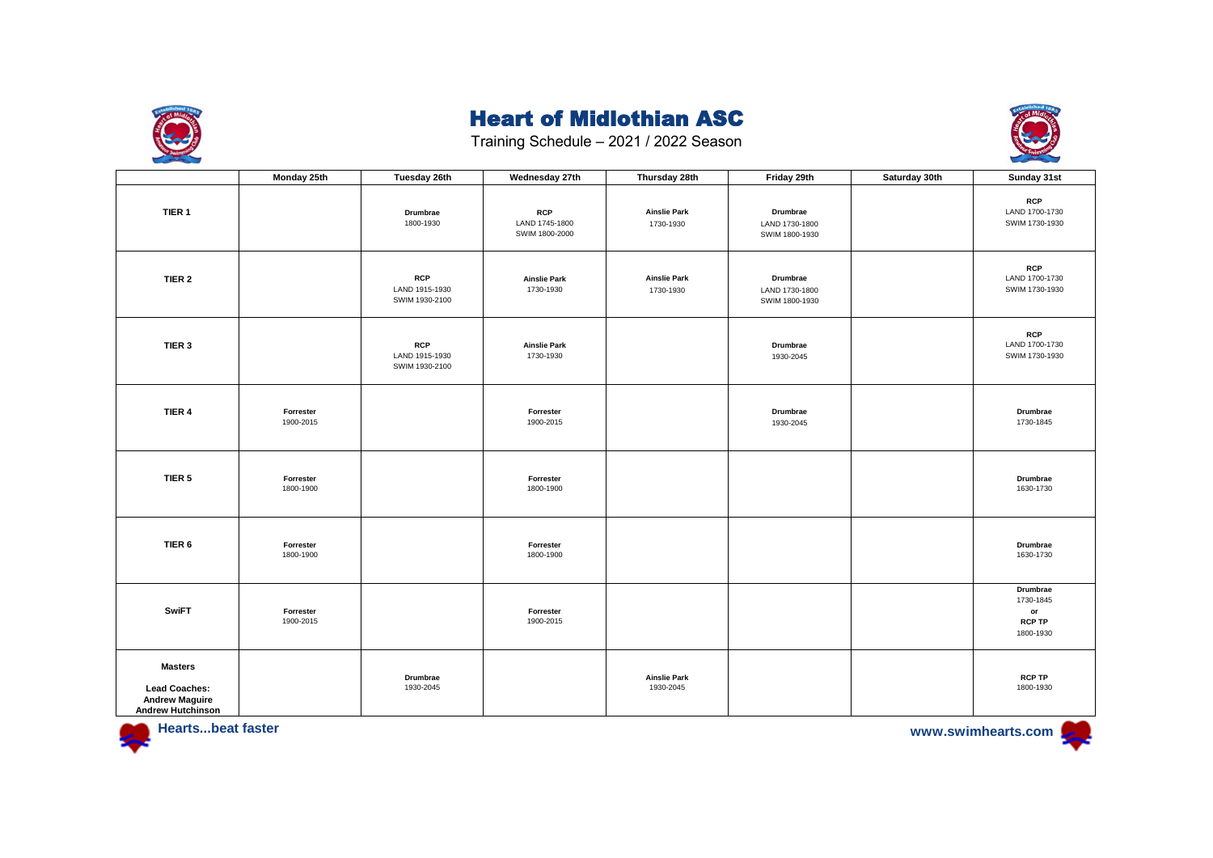# Heart of Midlothian ASC

Training Schedule – 2021 / 2022 Season

| | Monday 25th | Tuesday 26th | Wednesday 27th | Thursday 28th | Friday 29th | Saturday 30th | Sunday 31st |
|---|---|---|---|---|---|---|---|
| **TIER 1** | | **Drumbrae** 1800-1930 | **RCP** LAND 1745-1800 SWIM 1800-2000 | **Ainslie Park** 1730-1930 | **Drumbrae** LAND 1730-1800 SWIM 1800-1930 | | **RCP** LAND 1700-1730 SWIM 1730-1930 |
| **TIER 2** | | **RCP** LAND 1915-1930 SWIM 1930-2100 | **Ainslie Park** 1730-1930 | **Ainslie Park** 1730-1930 | **Drumbrae** LAND 1730-1800 SWIM 1800-1930 | | **RCP** LAND 1700-1730 SWIM 1730-1930 |
| **TIER 3** | | **RCP** LAND 1915-1930 SWIM 1930-2100 | **Ainslie Park** 1730-1930 | | **Drumbrae** 1930-2045 | | **RCP** LAND 1700-1730 SWIM 1730-1930 |
| **TIER 4** | **Forrester** 1900-2015 | | **Forrester** 1900-2015 | | **Drumbrae** 1930-2045 | | **Drumbrae** 1730-1845 |
| **TIER 5** | **Forrester** 1800-1900 | | **Forrester** 1800-1900 | | | | **Drumbrae** 1630-1730 |
| **TIER 6** | **Forrester** 1800-1900 | | **Forrester** 1800-1900 | | | | **Drumbrae** 1630-1730 |
| **SwiFT** | **Forrester** 1900-2015 | | **Forrester** 1900-2015 | | | | **Drumbrae** 1730-1845 **or** **RCP TP** 1800-1930 |
| **Masters** **Lead Coaches: Andrew Maguire Andrew Hutchinson** | | **Drumbrae** 1930-2045 | | **Ainslie Park** 1930-2045 | | | **RCP TP** 1800-1930 |

**Hearts...beat faster**

**www.swimhearts.com**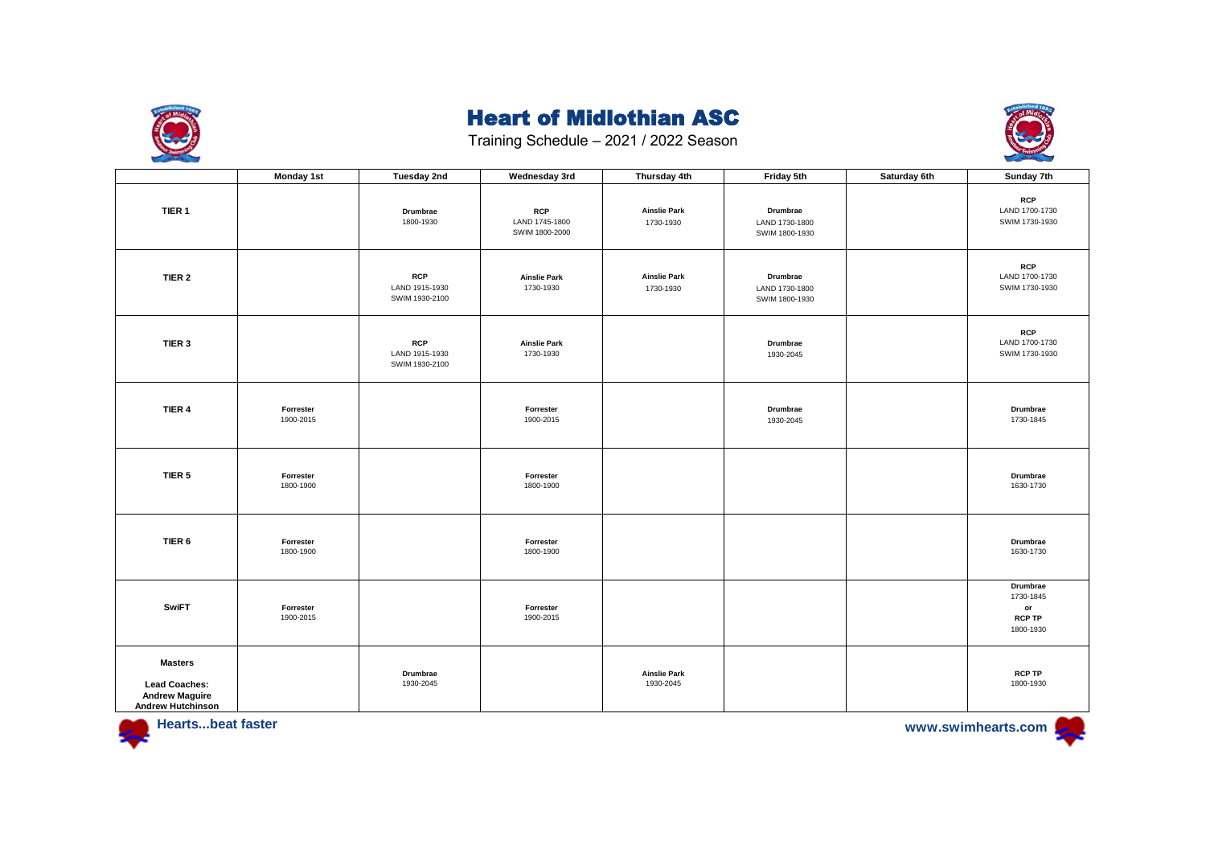# Heart of Midlothian ASC

Training Schedule – 2021 / 2022 Season

| | Monday 1st | Tuesday 2nd | Wednesday 3rd | Thursday 4th | Friday 5th | Saturday 6th | Sunday 7th |
|---|---|---|---|---|---|---|---|
| **TIER 1** | | **Drumbrae** 1800-1930 | **RCP** LAND 1745-1800 SWIM 1800-2000 | **Ainslie Park** 1730-1930 | **Drumbrae** LAND 1730-1800 SWIM 1800-1930 | | **RCP** LAND 1700-1730 SWIM 1730-1930 |
| **TIER 2** | | **RCP** LAND 1915-1930 SWIM 1930-2100 | **Ainslie Park** 1730-1930 | **Ainslie Park** 1730-1930 | **Drumbrae** LAND 1730-1800 SWIM 1800-1930 | | **RCP** LAND 1700-1730 SWIM 1730-1930 |
| **TIER 3** | | **RCP** LAND 1915-1930 SWIM 1930-2100 | **Ainslie Park** 1730-1930 | | **Drumbrae** 1930-2045 | | **RCP** LAND 1700-1730 SWIM 1730-1930 |
| **TIER 4** | **Forrester** 1900-2015 | | **Forrester** 1900-2015 | | **Drumbrae** 1930-2045 | | **Drumbrae** 1730-1845 |
| **TIER 5** | **Forrester** 1800-1900 | | **Forrester** 1800-1900 | | | | **Drumbrae** 1630-1730 |
| **TIER 6** | **Forrester** 1800-1900 | | **Forrester** 1800-1900 | | | | **Drumbrae** 1630-1730 |
| **SwiFT** | **Forrester** 1900-2015 | | **Forrester** 1900-2015 | | | | **Drumbrae** 1730-1845 or **RCP TP** 1800-1930 |
| **Masters** **Lead Coaches: Andrew Maguire Andrew Hutchinson** | | **Drumbrae** 1930-2045 | | **Ainslie Park** 1930-2045 | | | **RCP TP** 1800-1930 |

**Hearts...beat faster**

**www.swimhearts.com**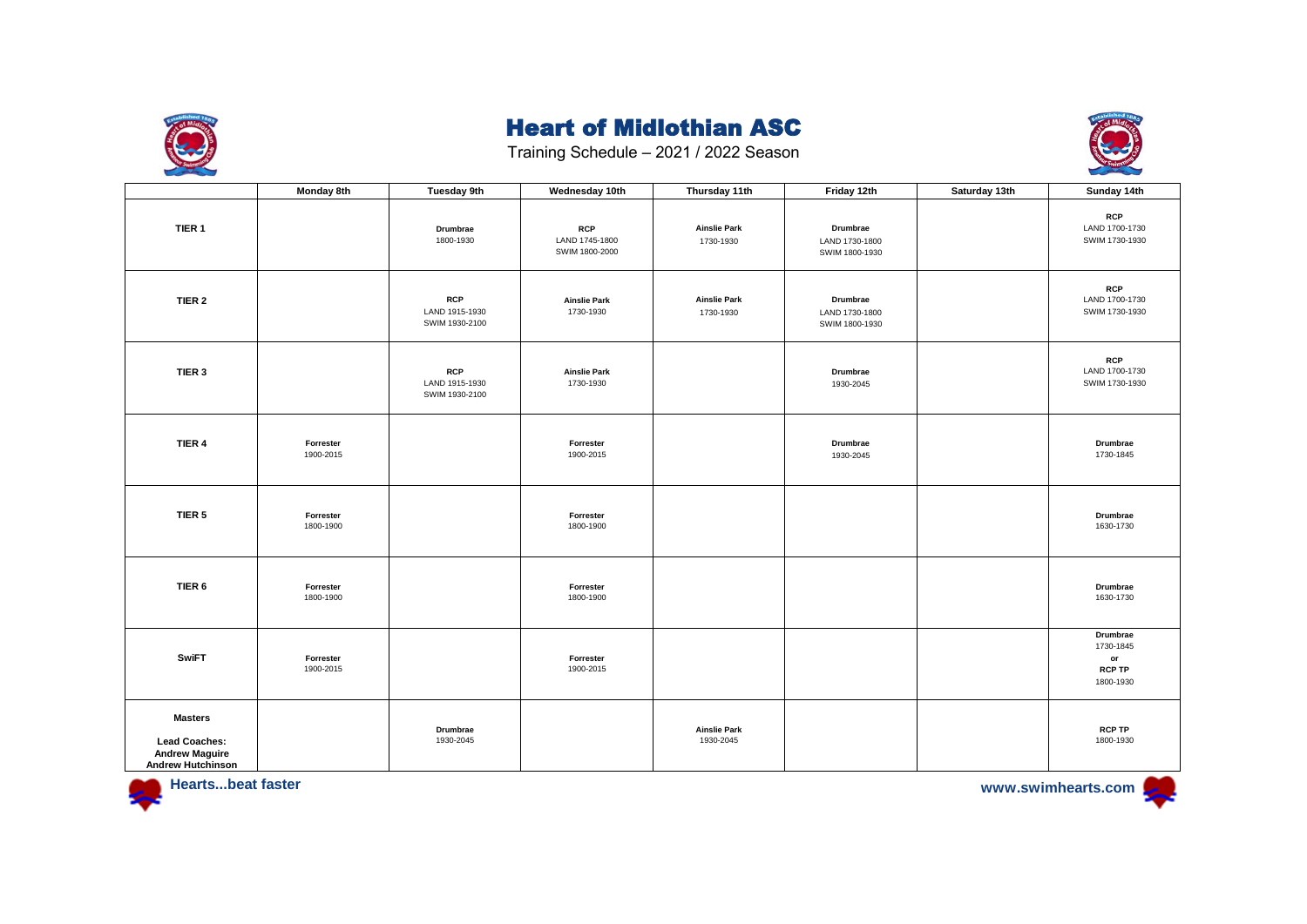# Heart of Midlothian ASC

Training Schedule – 2021 / 2022 Season

| | Monday 8th | Tuesday 9th | Wednesday 10th | Thursday 11th | Friday 12th | Saturday 13th | Sunday 14th |
|---|---|---|---|---|---|---|---|
| **TIER 1** | | **Drumbrae** 1800-1930 | **RCP** LAND 1745-1800 SWIM 1800-2000 | **Ainslie Park** 1730-1930 | **Drumbrae** LAND 1730-1800 SWIM 1800-1930 | | **RCP** LAND 1700-1730 SWIM 1730-1930 |
| **TIER 2** | | **RCP** LAND 1915-1930 SWIM 1930-2100 | **Ainslie Park** 1730-1930 | **Ainslie Park** 1730-1930 | **Drumbrae** LAND 1730-1800 SWIM 1800-1930 | | **RCP** LAND 1700-1730 SWIM 1730-1930 |
| **TIER 3** | | **RCP** LAND 1915-1930 SWIM 1930-2100 | **Ainslie Park** 1730-1930 | | **Drumbrae** 1930-2045 | | **RCP** LAND 1700-1730 SWIM 1730-1930 |
| **TIER 4** | **Forrester** 1900-2015 | | **Forrester** 1900-2015 | | **Drumbrae** 1930-2045 | | **Drumbrae** 1730-1845 |
| **TIER 5** | **Forrester** 1800-1900 | | **Forrester** 1800-1900 | | | | **Drumbrae** 1630-1730 |
| **TIER 6** | **Forrester** 1800-1900 | | **Forrester** 1800-1900 | | | | **Drumbrae** 1630-1730 |
| **SwiFT** | **Forrester** 1900-2015 | | **Forrester** 1900-2015 | | | | **Drumbrae** 1730-1845 **or** **RCP TP** 1800-1930 |
| **Masters** **Lead Coaches: Andrew Maguire Andrew Hutchinson** | | **Drumbrae** 1930-2045 | | **Ainslie Park** 1930-2045 | | | **RCP TP** 1800-1930 |

**Hearts...beat faster**

**www.swimhearts.com**